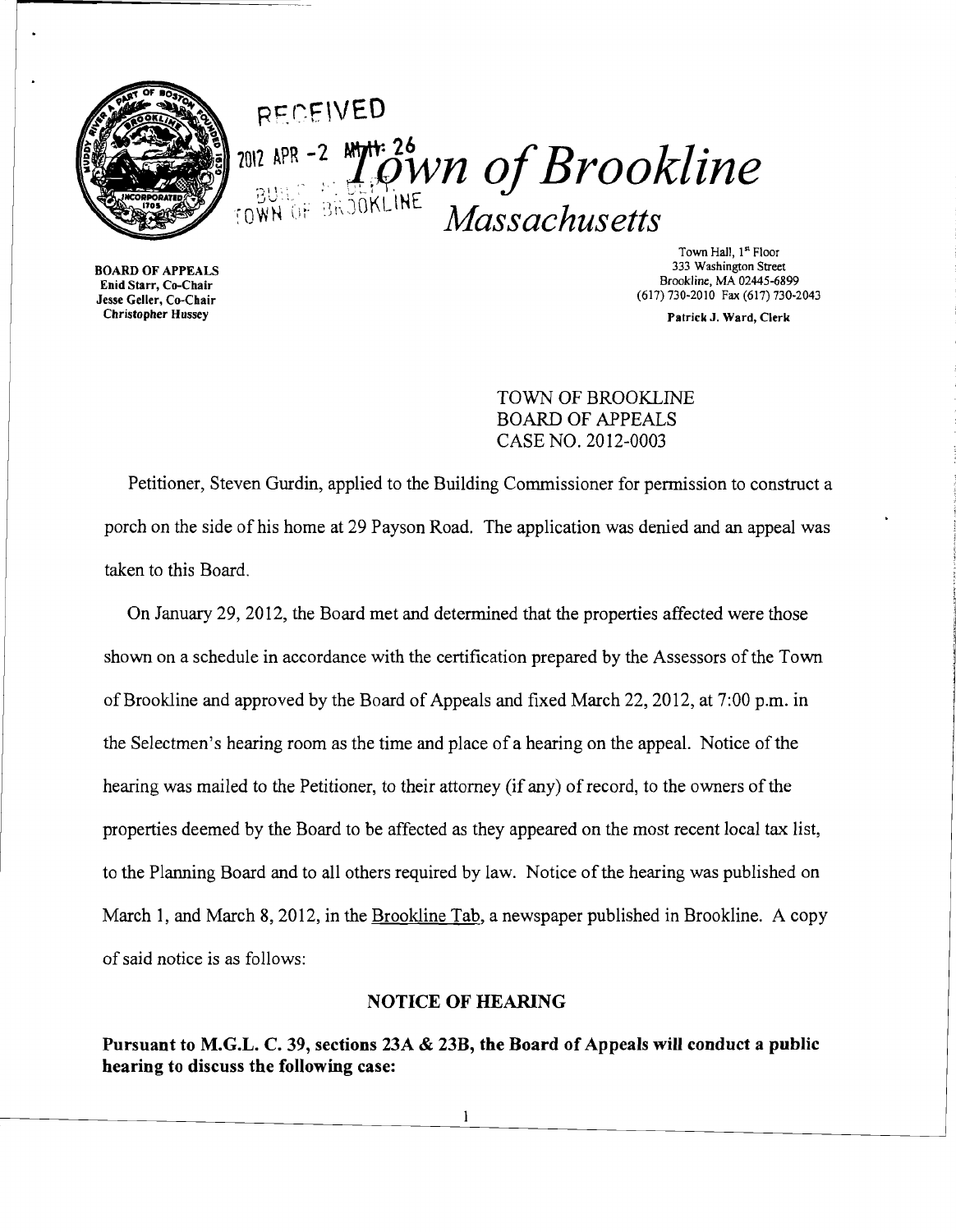RECEIVED

2012 APR -2 AM 11:26

BUILDING DEPT.
TOWN OF BROOKLINE

# Town of Brookline

*Massachusetts*

**BOARD OF APPEALS**
**Enid Starr, Co-Chair**
**Jesse Geller, Co-Chair**
**Christopher Hussey**

Town Hall, 1st Floor
333 Washington Street
Brookline, MA 02445-6899
(617) 730-2010 Fax (617) 730-2043

**Patrick J. Ward, Clerk**

TOWN OF BROOKLINE
BOARD OF APPEALS
CASE NO. 2012-0003

Petitioner, Steven Gurdin, applied to the Building Commissioner for permission to construct a porch on the side of his home at 29 Payson Road. The application was denied and an appeal was taken to this Board.

On January 29, 2012, the Board met and determined that the properties affected were those shown on a schedule in accordance with the certification prepared by the Assessors of the Town of Brookline and approved by the Board of Appeals and fixed March 22, 2012, at 7:00 p.m. in the Selectmen's hearing room as the time and place of a hearing on the appeal. Notice of the hearing was mailed to the Petitioner, to their attorney (if any) of record, to the owners of the properties deemed by the Board to be affected as they appeared on the most recent local tax list, to the Planning Board and to all others required by law. Notice of the hearing was published on March 1, and March 8, 2012, in the Brookline Tab, a newspaper published in Brookline. A copy of said notice is as follows:

## NOTICE OF HEARING

**Pursuant to M.G.L. C. 39, sections 23A & 23B, the Board of Appeals will conduct a public hearing to discuss the following case:**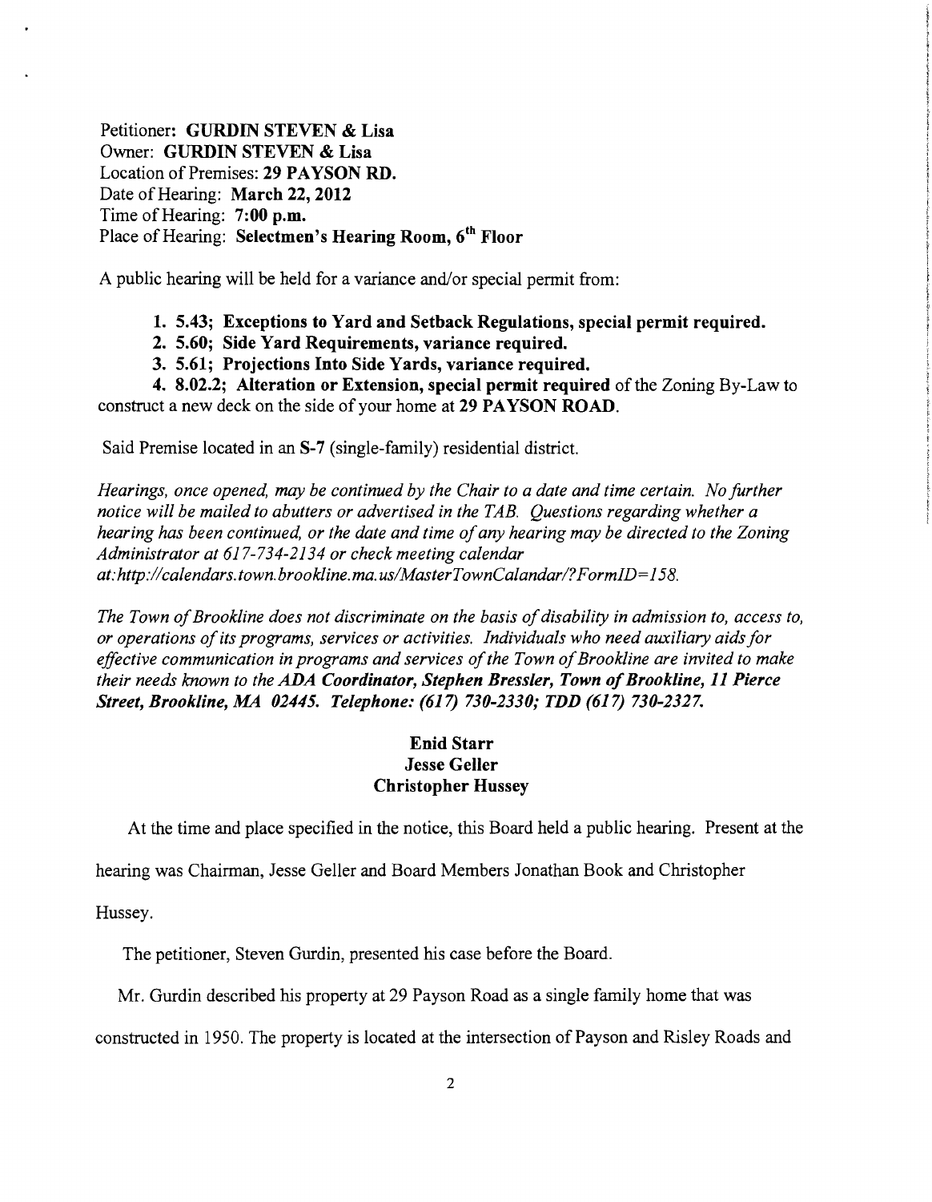Petitioner: **GURDIN STEVEN & Lisa**
Owner: **GURDIN STEVEN & Lisa**
Location of Premises: **29 PAYSON RD.**
Date of Hearing: **March 22, 2012**
Time of Hearing: **7:00 p.m.**
Place of Hearing: **Selectmen's Hearing Room, 6th Floor**

A public hearing will be held for a variance and/or special permit from:

1. **5.43; Exceptions to Yard and Setback Regulations, special permit required.**
2. **5.60; Side Yard Requirements, variance required.**
3. **5.61; Projections Into Side Yards, variance required.**
4. **8.02.2; Alteration or Extension, special permit required** of the Zoning By-Law to construct a new deck on the side of your home at **29 PAYSON ROAD**.

Said Premise located in an **S-7** (single-family) residential district.

*Hearings, once opened, may be continued by the Chair to a date and time certain. No further notice will be mailed to abutters or advertised in the TAB. Questions regarding whether a hearing has been continued, or the date and time of any hearing may be directed to the Zoning Administrator at 617-734-2134 or check meeting calendar at:http://calendars.town.brookline.ma.us/MasterTownCalandar/?FormID=158.*

*The Town of Brookline does not discriminate on the basis of disability in admission to, access to, or operations of its programs, services or activities. Individuals who need auxiliary aids for effective communication in programs and services of the Town of Brookline are invited to make their needs known to the* ***ADA Coordinator, Stephen Bressler, Town of Brookline, 11 Pierce Street, Brookline, MA 02445. Telephone: (617) 730-2330; TDD (617) 730-2327.***

**Enid Starr**
**Jesse Geller**
**Christopher Hussey**

At the time and place specified in the notice, this Board held a public hearing. Present at the hearing was Chairman, Jesse Geller and Board Members Jonathan Book and Christopher Hussey.

The petitioner, Steven Gurdin, presented his case before the Board.

Mr. Gurdin described his property at 29 Payson Road as a single family home that was constructed in 1950. The property is located at the intersection of Payson and Risley Roads and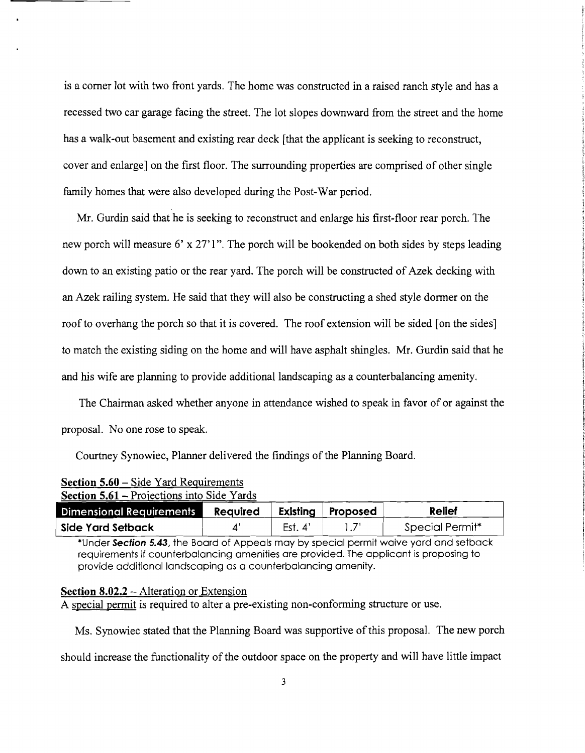is a corner lot with two front yards. The home was constructed in a raised ranch style and has a recessed two car garage facing the street. The lot slopes downward from the street and the home has a walk-out basement and existing rear deck [that the applicant is seeking to reconstruct, cover and enlarge] on the first floor. The surrounding properties are comprised of other single family homes that were also developed during the Post-War period.

Mr. Gurdin said that he is seeking to reconstruct and enlarge his first-floor rear porch. The new porch will measure 6' x 27'1". The porch will be bookended on both sides by steps leading down to an existing patio or the rear yard. The porch will be constructed of Azek decking with an Azek railing system. He said that they will also be constructing a shed style dormer on the roof to overhang the porch so that it is covered. The roof extension will be sided [on the sides] to match the existing siding on the home and will have asphalt shingles. Mr. Gurdin said that he and his wife are planning to provide additional landscaping as a counterbalancing amenity.

The Chairman asked whether anyone in attendance wished to speak in favor of or against the proposal. No one rose to speak.

Courtney Synowiec, Planner delivered the findings of the Planning Board.

<u>Section 5.60</u> – Side Yard Requirements
<u>Section 5.61</u> – Projections into Side Yards

| Dimensional Requirements | Required | Existing | Proposed | Relief |
|---|---|---|---|---|
| Side Yard Setback | 4' | Est. 4' | 1.7' | Special Permit* |

*Under ***Section 5.43***, the Board of Appeals may by special permit waive yard and setback requirements if counterbalancing amenities are provided. The applicant is proposing to provide additional landscaping as a counterbalancing amenity.

<u>Section 8.02.2</u> – Alteration or Extension
A <u>special permit</u> is required to alter a pre-existing non-conforming structure or use.

Ms. Synowiec stated that the Planning Board was supportive of this proposal. The new porch should increase the functionality of the outdoor space on the property and will have little impact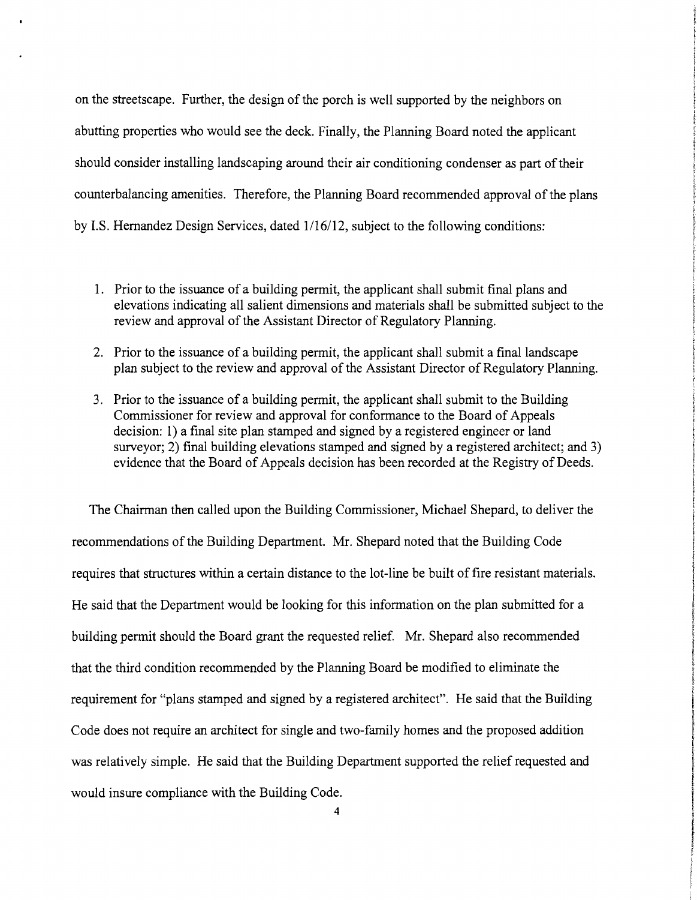on the streetscape. Further, the design of the porch is well supported by the neighbors on abutting properties who would see the deck. Finally, the Planning Board noted the applicant should consider installing landscaping around their air conditioning condenser as part of their counterbalancing amenities. Therefore, the Planning Board recommended approval of the plans by I.S. Hernandez Design Services, dated 1/16/12, subject to the following conditions:

1. Prior to the issuance of a building permit, the applicant shall submit final plans and elevations indicating all salient dimensions and materials shall be submitted subject to the review and approval of the Assistant Director of Regulatory Planning.
2. Prior to the issuance of a building permit, the applicant shall submit a final landscape plan subject to the review and approval of the Assistant Director of Regulatory Planning.
3. Prior to the issuance of a building permit, the applicant shall submit to the Building Commissioner for review and approval for conformance to the Board of Appeals decision: 1) a final site plan stamped and signed by a registered engineer or land surveyor; 2) final building elevations stamped and signed by a registered architect; and 3) evidence that the Board of Appeals decision has been recorded at the Registry of Deeds.

The Chairman then called upon the Building Commissioner, Michael Shepard, to deliver the recommendations of the Building Department. Mr. Shepard noted that the Building Code requires that structures within a certain distance to the lot-line be built of fire resistant materials. He said that the Department would be looking for this information on the plan submitted for a building permit should the Board grant the requested relief. Mr. Shepard also recommended that the third condition recommended by the Planning Board be modified to eliminate the requirement for "plans stamped and signed by a registered architect". He said that the Building Code does not require an architect for single and two-family homes and the proposed addition was relatively simple. He said that the Building Department supported the relief requested and would insure compliance with the Building Code.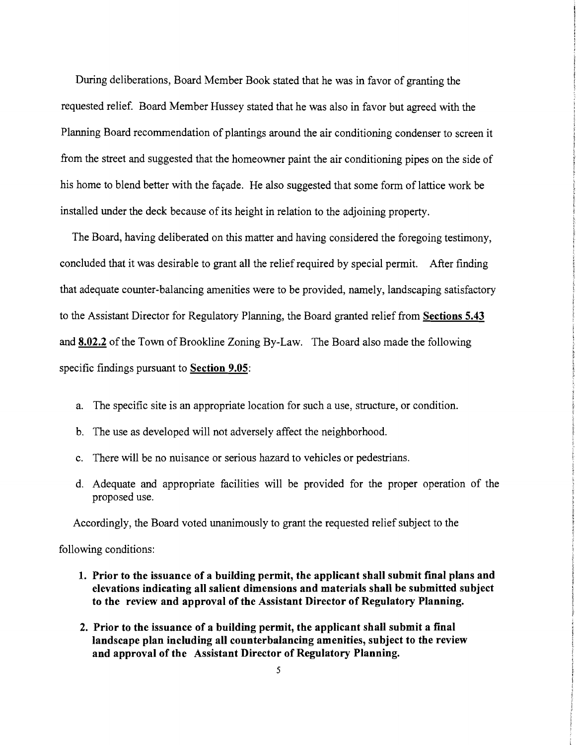During deliberations, Board Member Book stated that he was in favor of granting the requested relief. Board Member Hussey stated that he was also in favor but agreed with the Planning Board recommendation of plantings around the air conditioning condenser to screen it from the street and suggested that the homeowner paint the air conditioning pipes on the side of his home to blend better with the façade. He also suggested that some form of lattice work be installed under the deck because of its height in relation to the adjoining property.

The Board, having deliberated on this matter and having considered the foregoing testimony, concluded that it was desirable to grant all the relief required by special permit. After finding that adequate counter-balancing amenities were to be provided, namely, landscaping satisfactory to the Assistant Director for Regulatory Planning, the Board granted relief from **Sections 5.43** and **8.02.2** of the Town of Brookline Zoning By-Law. The Board also made the following specific findings pursuant to **Section 9.05**:

a. The specific site is an appropriate location for such a use, structure, or condition.

b. The use as developed will not adversely affect the neighborhood.

c. There will be no nuisance or serious hazard to vehicles or pedestrians.

d. Adequate and appropriate facilities will be provided for the proper operation of the proposed use.

Accordingly, the Board voted unanimously to grant the requested relief subject to the following conditions:

1. **Prior to the issuance of a building permit, the applicant shall submit final plans and elevations indicating all salient dimensions and materials shall be submitted subject to the review and approval of the Assistant Director of Regulatory Planning.**

2. **Prior to the issuance of a building permit, the applicant shall submit a final landscape plan including all counterbalancing amenities, subject to the review and approval of the Assistant Director of Regulatory Planning.**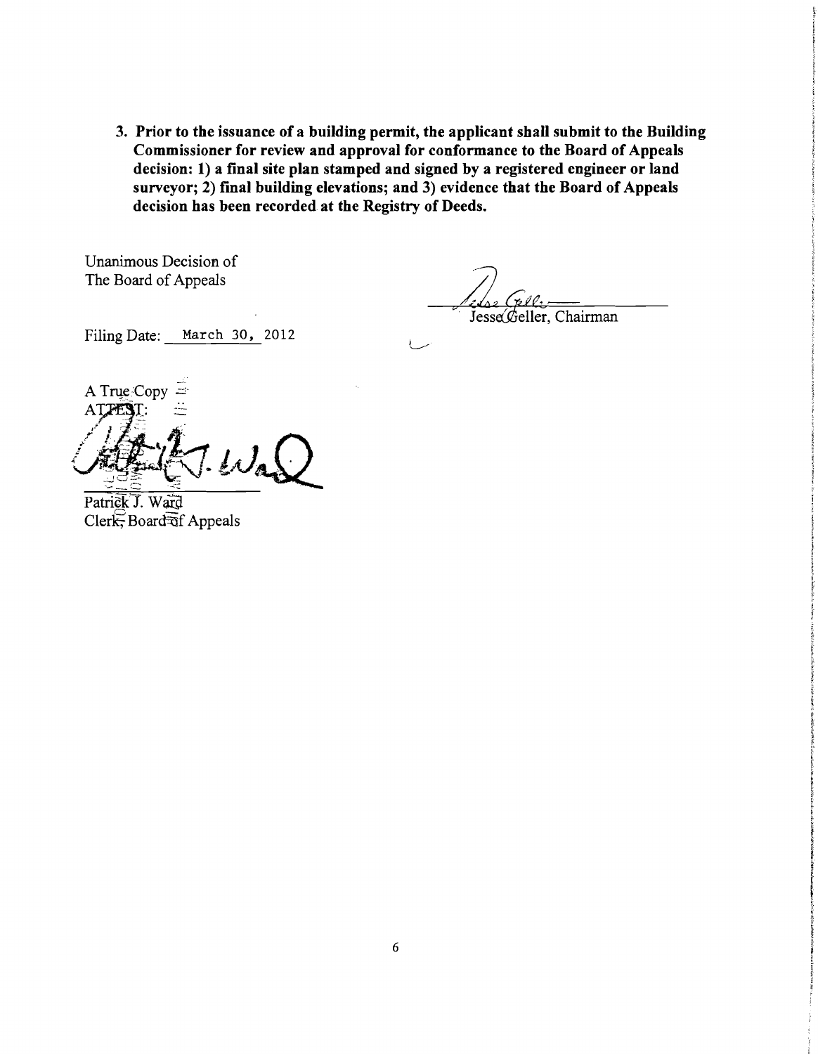**3. Prior to the issuance of a building permit, the applicant shall submit to the Building Commissioner for review and approval for conformance to the Board of Appeals decision: 1) a final site plan stamped and signed by a registered engineer or land surveyor; 2) final building elevations; and 3) evidence that the Board of Appeals decision has been recorded at the Registry of Deeds.**

Unanimous Decision of
The Board of Appeals

Jesse Geller, Chairman

Filing Date: March 30, 2012

A True Copy
ATTEST:

Patrick J. Ward
Clerk, Board of Appeals